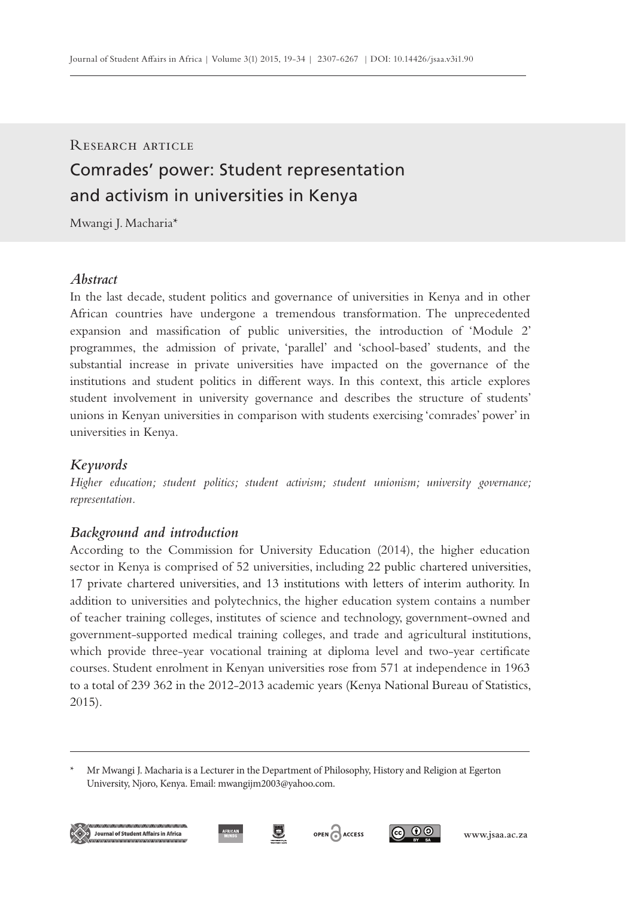Research article

# Comrades' power: Student representation and activism in universities in Kenya

Mwangi J. Macharia*

### *Abstract*

In the last decade, student politics and governance of universities in Kenya and in other African countries have undergone a tremendous transformation. The unprecedented expansion and massification of public universities, the introduction of 'Module 2' programmes, the admission of private, 'parallel' and 'school-based' students, and the substantial increase in private universities have impacted on the governance of the institutions and student politics in different ways. In this context, this article explores student involvement in university governance and describes the structure of students' unions in Kenyan universities in comparison with students exercising 'comrades' power' in universities in Kenya.

### *Keywords*

*Higher education; student politics; student activism; student unionism; university governance; representation.*

### *Background and introduction*

According to the Commission for University Education (2014), the higher education sector in Kenya is comprised of 52 universities, including 22 public chartered universities, 17 private chartered universities, and 13 institutions with letters of interim authority. In addition to universities and polytechnics, the higher education system contains a number of teacher training colleges, institutes of science and technology, government-owned and government-supported medical training colleges, and trade and agricultural institutions, which provide three-year vocational training at diploma level and two-year certificate courses. Student enrolment in Kenyan universities rose from 571 at independence in 1963 to a total of 239 362 in the 2012-2013 academic years (Kenya National Bureau of Statistics, 2015).

---

\* Mr Mwangi J. Macharia is a Lecturer in the Department of Philosophy, History and Religion at Egerton University, Njoro, Kenya. Email: mwangijm2003@yahoo.com.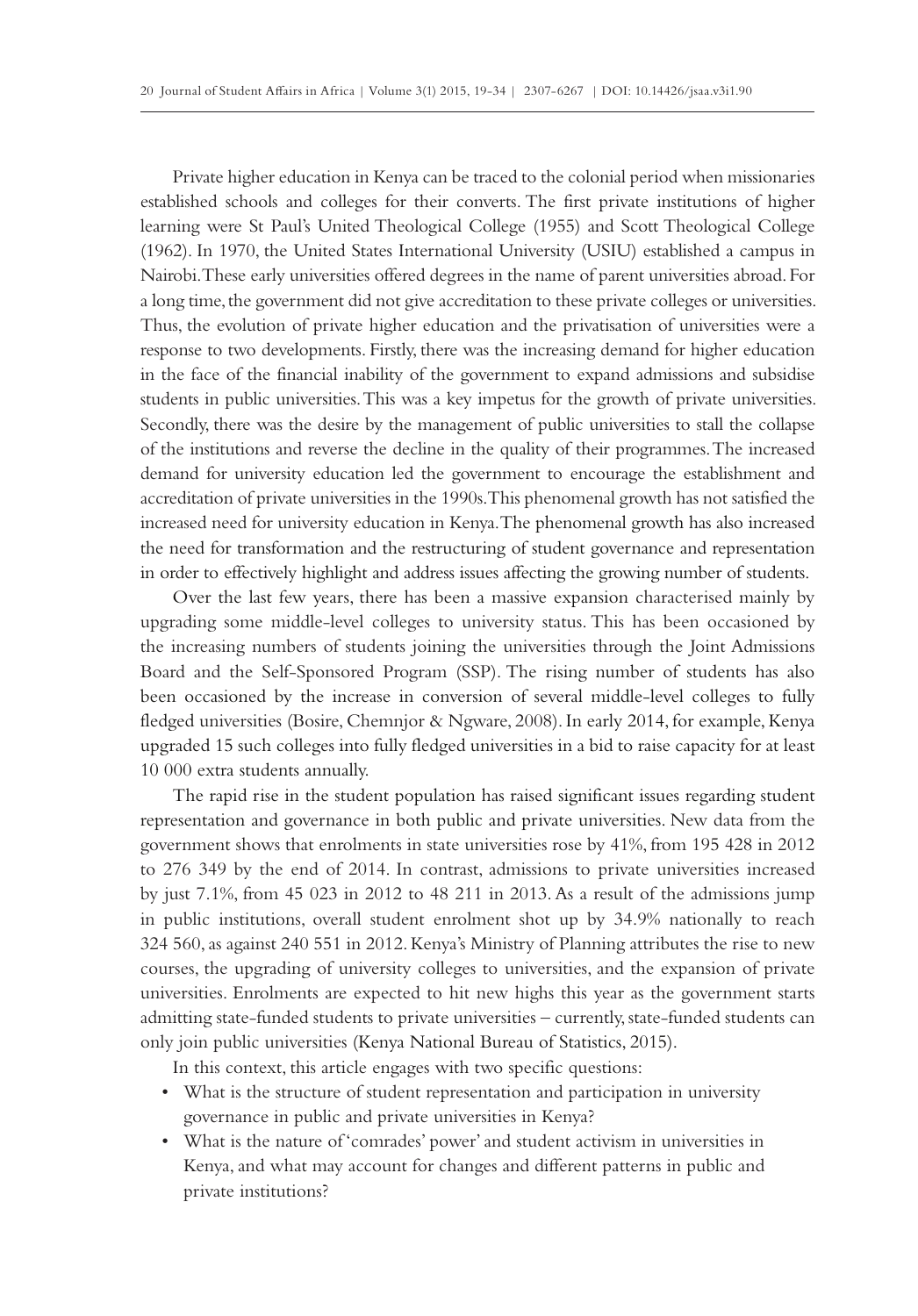Private higher education in Kenya can be traced to the colonial period when missionaries established schools and colleges for their converts. The first private institutions of higher learning were St Paul's United Theological College (1955) and Scott Theological College (1962). In 1970, the United States International University (USIU) established a campus in Nairobi. These early universities offered degrees in the name of parent universities abroad. For a long time, the government did not give accreditation to these private colleges or universities. Thus, the evolution of private higher education and the privatisation of universities were a response to two developments. Firstly, there was the increasing demand for higher education in the face of the financial inability of the government to expand admissions and subsidise students in public universities. This was a key impetus for the growth of private universities. Secondly, there was the desire by the management of public universities to stall the collapse of the institutions and reverse the decline in the quality of their programmes. The increased demand for university education led the government to encourage the establishment and accreditation of private universities in the 1990s. This phenomenal growth has not satisfied the increased need for university education in Kenya. The phenomenal growth has also increased the need for transformation and the restructuring of student governance and representation in order to effectively highlight and address issues affecting the growing number of students.

Over the last few years, there has been a massive expansion characterised mainly by upgrading some middle-level colleges to university status. This has been occasioned by the increasing numbers of students joining the universities through the Joint Admissions Board and the Self-Sponsored Program (SSP). The rising number of students has also been occasioned by the increase in conversion of several middle-level colleges to fully fledged universities (Bosire, Chemnjor & Ngware, 2008). In early 2014, for example, Kenya upgraded 15 such colleges into fully fledged universities in a bid to raise capacity for at least 10 000 extra students annually.

The rapid rise in the student population has raised significant issues regarding student representation and governance in both public and private universities. New data from the government shows that enrolments in state universities rose by 41%, from 195 428 in 2012 to 276 349 by the end of 2014. In contrast, admissions to private universities increased by just 7.1%, from 45 023 in 2012 to 48 211 in 2013. As a result of the admissions jump in public institutions, overall student enrolment shot up by 34.9% nationally to reach 324 560, as against 240 551 in 2012. Kenya's Ministry of Planning attributes the rise to new courses, the upgrading of university colleges to universities, and the expansion of private universities. Enrolments are expected to hit new highs this year as the government starts admitting state-funded students to private universities – currently, state-funded students can only join public universities (Kenya National Bureau of Statistics, 2015).

In this context, this article engages with two specific questions:

- What is the structure of student representation and participation in university governance in public and private universities in Kenya?
- What is the nature of 'comrades' power' and student activism in universities in Kenya, and what may account for changes and different patterns in public and private institutions?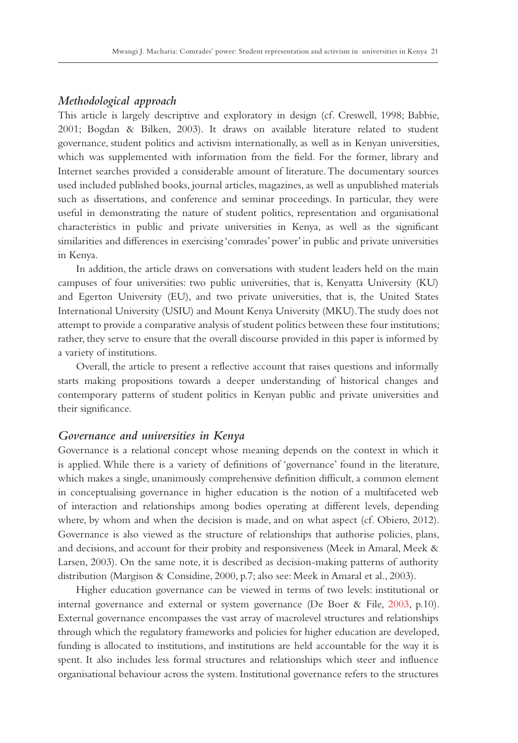### *Methodological approach*

This article is largely descriptive and exploratory in design (cf. Creswell, 1998; Babbie, 2001; Bogdan & Bilken, 2003). It draws on available literature related to student governance, student politics and activism internationally, as well as in Kenyan universities, which was supplemented with information from the field. For the former, library and Internet searches provided a considerable amount of literature. The documentary sources used included published books, journal articles, magazines, as well as unpublished materials such as dissertations, and conference and seminar proceedings. In particular, they were useful in demonstrating the nature of student politics, representation and organisational characteristics in public and private universities in Kenya, as well as the significant similarities and differences in exercising 'comrades' power' in public and private universities in Kenya.

In addition, the article draws on conversations with student leaders held on the main campuses of four universities: two public universities, that is, Kenyatta University (KU) and Egerton University (EU), and two private universities, that is, the United States International University (USIU) and Mount Kenya University (MKU). The study does not attempt to provide a comparative analysis of student politics between these four institutions; rather, they serve to ensure that the overall discourse provided in this paper is informed by a variety of institutions.

Overall, the article to present a reflective account that raises questions and informally starts making propositions towards a deeper understanding of historical changes and contemporary patterns of student politics in Kenyan public and private universities and their significance.

### *Governance and universities in Kenya*

Governance is a relational concept whose meaning depends on the context in which it is applied. While there is a variety of definitions of 'governance' found in the literature, which makes a single, unanimously comprehensive definition difficult, a common element in conceptualising governance in higher education is the notion of a multifaceted web of interaction and relationships among bodies operating at different levels, depending where, by whom and when the decision is made, and on what aspect (cf. Obiero, 2012). Governance is also viewed as the structure of relationships that authorise policies, plans, and decisions, and account for their probity and responsiveness (Meek in Amaral, Meek & Larsen, 2003). On the same note, it is described as decision-making patterns of authority distribution (Margison & Considine, 2000, p.7; also see: Meek in Amaral et al., 2003).

Higher education governance can be viewed in terms of two levels: institutional or internal governance and external or system governance (De Boer & File, 2003, p.10). External governance encompasses the vast array of macrolevel structures and relationships through which the regulatory frameworks and policies for higher education are developed, funding is allocated to institutions, and institutions are held accountable for the way it is spent. It also includes less formal structures and relationships which steer and influence organisational behaviour across the system. Institutional governance refers to the structures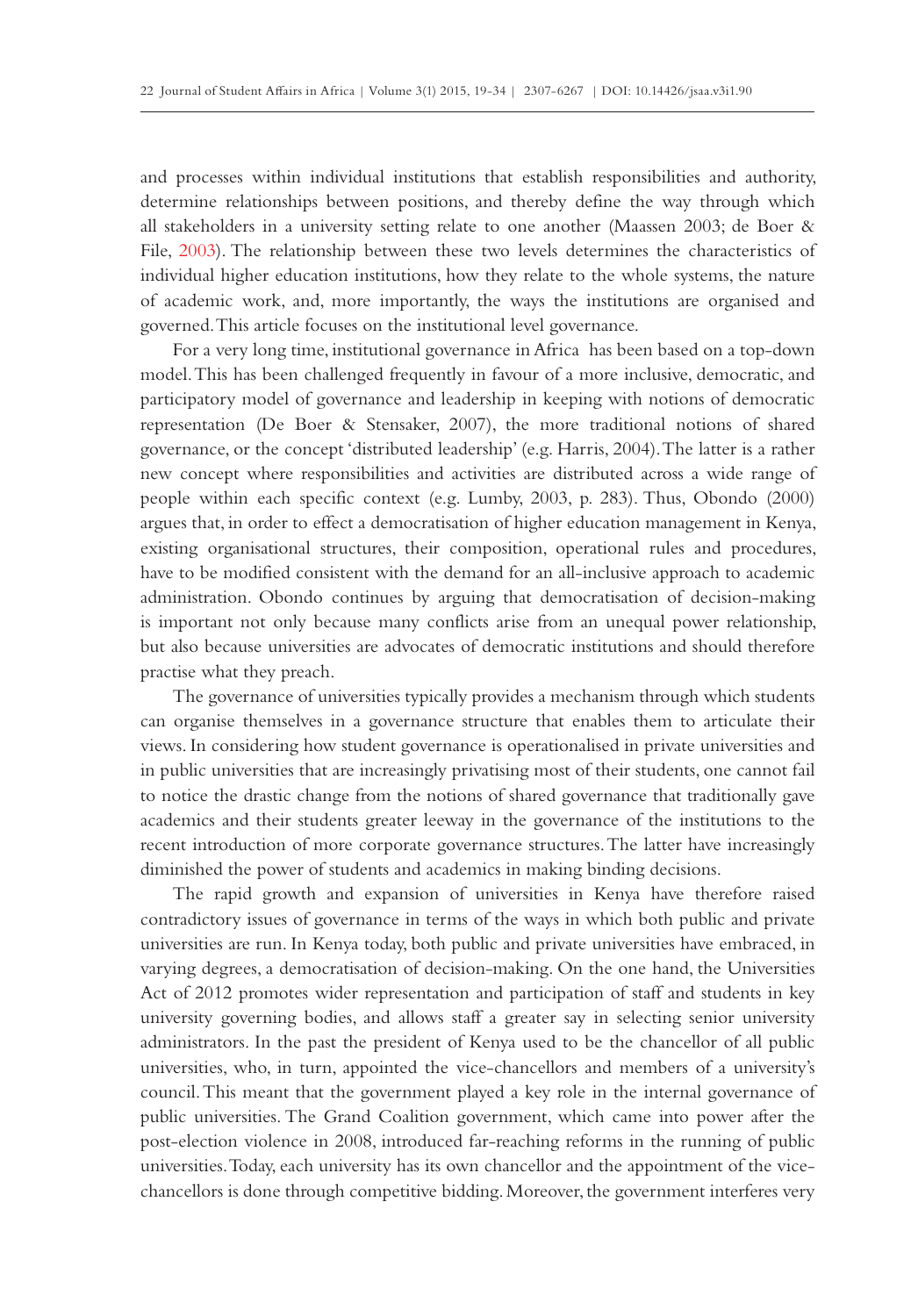and processes within individual institutions that establish responsibilities and authority, determine relationships between positions, and thereby define the way through which all stakeholders in a university setting relate to one another (Maassen 2003; de Boer & File, 2003). The relationship between these two levels determines the characteristics of individual higher education institutions, how they relate to the whole systems, the nature of academic work, and, more importantly, the ways the institutions are organised and governed. This article focuses on the institutional level governance.

For a very long time, institutional governance in Africa has been based on a top-down model. This has been challenged frequently in favour of a more inclusive, democratic, and participatory model of governance and leadership in keeping with notions of democratic representation (De Boer & Stensaker, 2007), the more traditional notions of shared governance, or the concept 'distributed leadership' (e.g. Harris, 2004). The latter is a rather new concept where responsibilities and activities are distributed across a wide range of people within each specific context (e.g. Lumby, 2003, p. 283). Thus, Obondo (2000) argues that, in order to effect a democratisation of higher education management in Kenya, existing organisational structures, their composition, operational rules and procedures, have to be modified consistent with the demand for an all-inclusive approach to academic administration. Obondo continues by arguing that democratisation of decision-making is important not only because many conflicts arise from an unequal power relationship, but also because universities are advocates of democratic institutions and should therefore practise what they preach.

The governance of universities typically provides a mechanism through which students can organise themselves in a governance structure that enables them to articulate their views. In considering how student governance is operationalised in private universities and in public universities that are increasingly privatising most of their students, one cannot fail to notice the drastic change from the notions of shared governance that traditionally gave academics and their students greater leeway in the governance of the institutions to the recent introduction of more corporate governance structures. The latter have increasingly diminished the power of students and academics in making binding decisions.

The rapid growth and expansion of universities in Kenya have therefore raised contradictory issues of governance in terms of the ways in which both public and private universities are run. In Kenya today, both public and private universities have embraced, in varying degrees, a democratisation of decision-making. On the one hand, the Universities Act of 2012 promotes wider representation and participation of staff and students in key university governing bodies, and allows staff a greater say in selecting senior university administrators. In the past the president of Kenya used to be the chancellor of all public universities, who, in turn, appointed the vice-chancellors and members of a university's council. This meant that the government played a key role in the internal governance of public universities. The Grand Coalition government, which came into power after the post-election violence in 2008, introduced far-reaching reforms in the running of public universities. Today, each university has its own chancellor and the appointment of the vice-chancellors is done through competitive bidding. Moreover, the government interferes very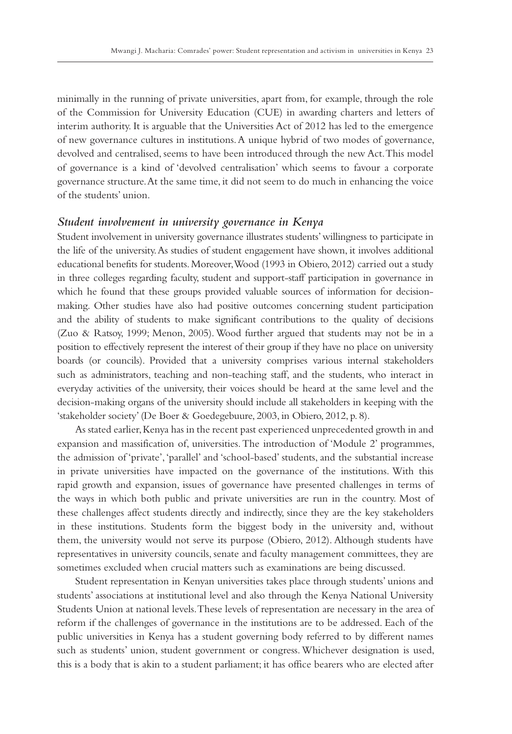minimally in the running of private universities, apart from, for example, through the role of the Commission for University Education (CUE) in awarding charters and letters of interim authority. It is arguable that the Universities Act of 2012 has led to the emergence of new governance cultures in institutions. A unique hybrid of two modes of governance, devolved and centralised, seems to have been introduced through the new Act. This model of governance is a kind of 'devolved centralisation' which seems to favour a corporate governance structure. At the same time, it did not seem to do much in enhancing the voice of the students' union.

### *Student involvement in university governance in Kenya*

Student involvement in university governance illustrates students' willingness to participate in the life of the university. As studies of student engagement have shown, it involves additional educational benefits for students. Moreover, Wood (1993 in Obiero, 2012) carried out a study in three colleges regarding faculty, student and support-staff participation in governance in which he found that these groups provided valuable sources of information for decision-making. Other studies have also had positive outcomes concerning student participation and the ability of students to make significant contributions to the quality of decisions (Zuo & Ratsoy, 1999; Menon, 2005). Wood further argued that students may not be in a position to effectively represent the interest of their group if they have no place on university boards (or councils). Provided that a university comprises various internal stakeholders such as administrators, teaching and non-teaching staff, and the students, who interact in everyday activities of the university, their voices should be heard at the same level and the decision-making organs of the university should include all stakeholders in keeping with the 'stakeholder society' (De Boer & Goedegebuure, 2003, in Obiero, 2012, p. 8).

As stated earlier, Kenya has in the recent past experienced unprecedented growth in and expansion and massification of, universities. The introduction of 'Module 2' programmes, the admission of 'private', 'parallel' and 'school-based' students, and the substantial increase in private universities have impacted on the governance of the institutions. With this rapid growth and expansion, issues of governance have presented challenges in terms of the ways in which both public and private universities are run in the country. Most of these challenges affect students directly and indirectly, since they are the key stakeholders in these institutions. Students form the biggest body in the university and, without them, the university would not serve its purpose (Obiero, 2012). Although students have representatives in university councils, senate and faculty management committees, they are sometimes excluded when crucial matters such as examinations are being discussed.

Student representation in Kenyan universities takes place through students' unions and students' associations at institutional level and also through the Kenya National University Students Union at national levels. These levels of representation are necessary in the area of reform if the challenges of governance in the institutions are to be addressed. Each of the public universities in Kenya has a student governing body referred to by different names such as students' union, student government or congress. Whichever designation is used, this is a body that is akin to a student parliament; it has office bearers who are elected after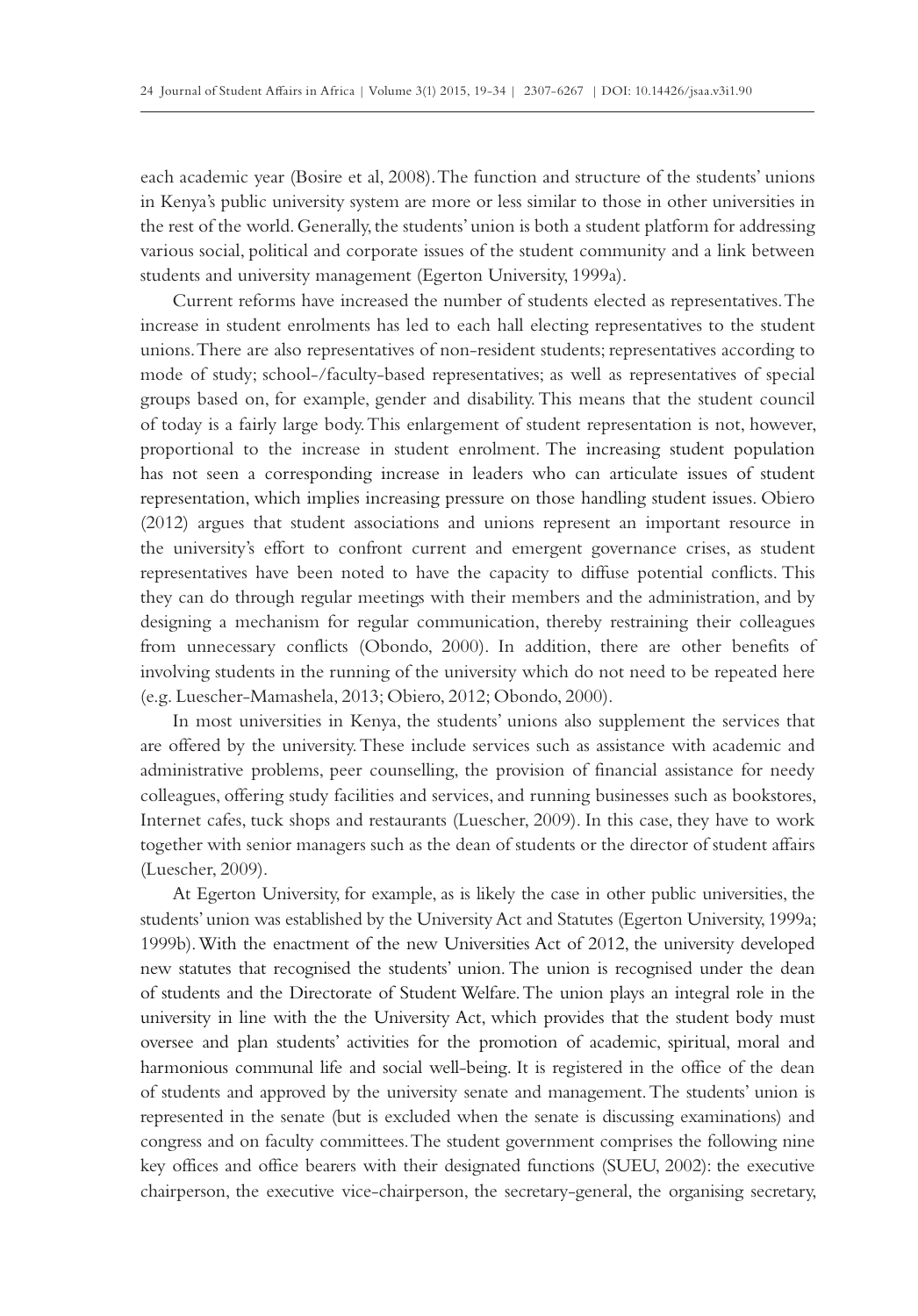each academic year (Bosire et al, 2008). The function and structure of the students' unions in Kenya's public university system are more or less similar to those in other universities in the rest of the world. Generally, the students' union is both a student platform for addressing various social, political and corporate issues of the student community and a link between students and university management (Egerton University, 1999a).

Current reforms have increased the number of students elected as representatives. The increase in student enrolments has led to each hall electing representatives to the student unions. There are also representatives of non-resident students; representatives according to mode of study; school-/faculty-based representatives; as well as representatives of special groups based on, for example, gender and disability. This means that the student council of today is a fairly large body. This enlargement of student representation is not, however, proportional to the increase in student enrolment. The increasing student population has not seen a corresponding increase in leaders who can articulate issues of student representation, which implies increasing pressure on those handling student issues. Obiero (2012) argues that student associations and unions represent an important resource in the university's effort to confront current and emergent governance crises, as student representatives have been noted to have the capacity to diffuse potential conflicts. This they can do through regular meetings with their members and the administration, and by designing a mechanism for regular communication, thereby restraining their colleagues from unnecessary conflicts (Obondo, 2000). In addition, there are other benefits of involving students in the running of the university which do not need to be repeated here (e.g. Luescher-Mamashela, 2013; Obiero, 2012; Obondo, 2000).

In most universities in Kenya, the students' unions also supplement the services that are offered by the university. These include services such as assistance with academic and administrative problems, peer counselling, the provision of financial assistance for needy colleagues, offering study facilities and services, and running businesses such as bookstores, Internet cafes, tuck shops and restaurants (Luescher, 2009). In this case, they have to work together with senior managers such as the dean of students or the director of student affairs (Luescher, 2009).

At Egerton University, for example, as is likely the case in other public universities, the students' union was established by the University Act and Statutes (Egerton University, 1999a; 1999b). With the enactment of the new Universities Act of 2012, the university developed new statutes that recognised the students' union. The union is recognised under the dean of students and the Directorate of Student Welfare. The union plays an integral role in the university in line with the the University Act, which provides that the student body must oversee and plan students' activities for the promotion of academic, spiritual, moral and harmonious communal life and social well-being. It is registered in the office of the dean of students and approved by the university senate and management. The students' union is represented in the senate (but is excluded when the senate is discussing examinations) and congress and on faculty committees. The student government comprises the following nine key offices and office bearers with their designated functions (SUEU, 2002): the executive chairperson, the executive vice-chairperson, the secretary-general, the organising secretary,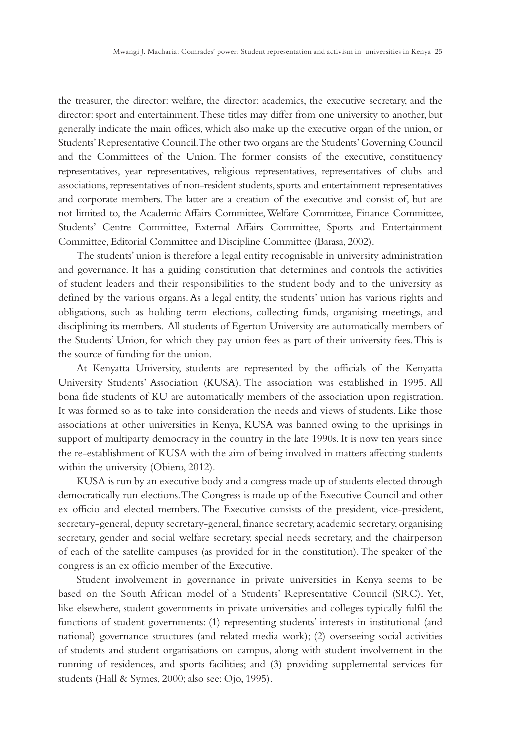the treasurer, the director: welfare, the director: academics, the executive secretary, and the director: sport and entertainment. These titles may differ from one university to another, but generally indicate the main offices, which also make up the executive organ of the union, or Students' Representative Council. The other two organs are the Students' Governing Council and the Committees of the Union. The former consists of the executive, constituency representatives, year representatives, religious representatives, representatives of clubs and associations, representatives of non-resident students, sports and entertainment representatives and corporate members. The latter are a creation of the executive and consist of, but are not limited to, the Academic Affairs Committee, Welfare Committee, Finance Committee, Students' Centre Committee, External Affairs Committee, Sports and Entertainment Committee, Editorial Committee and Discipline Committee (Barasa, 2002).

The students' union is therefore a legal entity recognisable in university administration and governance. It has a guiding constitution that determines and controls the activities of student leaders and their responsibilities to the student body and to the university as defined by the various organs. As a legal entity, the students' union has various rights and obligations, such as holding term elections, collecting funds, organising meetings, and disciplining its members. All students of Egerton University are automatically members of the Students' Union, for which they pay union fees as part of their university fees. This is the source of funding for the union.

At Kenyatta University, students are represented by the officials of the Kenyatta University Students' Association (KUSA). The association was established in 1995. All bona fide students of KU are automatically members of the association upon registration. It was formed so as to take into consideration the needs and views of students. Like those associations at other universities in Kenya, KUSA was banned owing to the uprisings in support of multiparty democracy in the country in the late 1990s. It is now ten years since the re-establishment of KUSA with the aim of being involved in matters affecting students within the university (Obiero, 2012).

KUSA is run by an executive body and a congress made up of students elected through democratically run elections. The Congress is made up of the Executive Council and other ex officio and elected members. The Executive consists of the president, vice-president, secretary-general, deputy secretary-general, finance secretary, academic secretary, organising secretary, gender and social welfare secretary, special needs secretary, and the chairperson of each of the satellite campuses (as provided for in the constitution). The speaker of the congress is an ex officio member of the Executive.

Student involvement in governance in private universities in Kenya seems to be based on the South African model of a Students' Representative Council (SRC). Yet, like elsewhere, student governments in private universities and colleges typically fulfil the functions of student governments: (1) representing students' interests in institutional (and national) governance structures (and related media work); (2) overseeing social activities of students and student organisations on campus, along with student involvement in the running of residences, and sports facilities; and (3) providing supplemental services for students (Hall & Symes, 2000; also see: Ojo, 1995).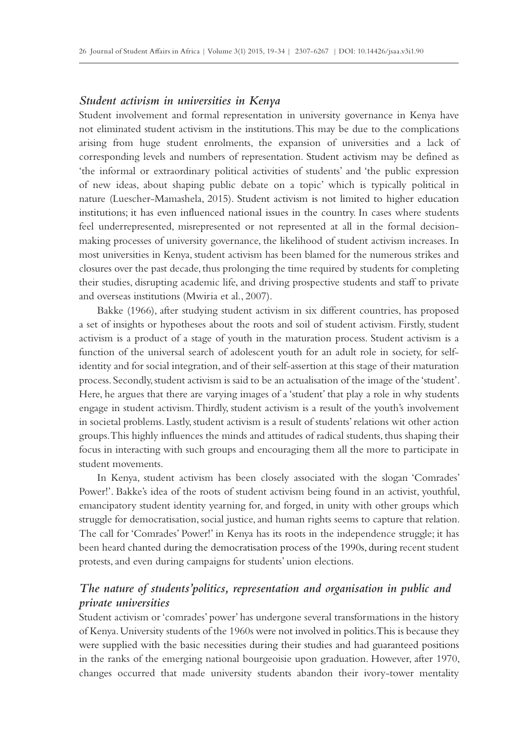### *Student activism in universities in Kenya*

Student involvement and formal representation in university governance in Kenya have not eliminated student activism in the institutions. This may be due to the complications arising from huge student enrolments, the expansion of universities and a lack of corresponding levels and numbers of representation. Student activism may be defined as 'the informal or extraordinary political activities of students' and 'the public expression of new ideas, about shaping public debate on a topic' which is typically political in nature (Luescher-Mamashela, 2015). Student activism is not limited to higher education institutions; it has even influenced national issues in the country. In cases where students feel underrepresented, misrepresented or not represented at all in the formal decision-making processes of university governance, the likelihood of student activism increases. In most universities in Kenya, student activism has been blamed for the numerous strikes and closures over the past decade, thus prolonging the time required by students for completing their studies, disrupting academic life, and driving prospective students and staff to private and overseas institutions (Mwiria et al., 2007).

Bakke (1966), after studying student activism in six different countries, has proposed a set of insights or hypotheses about the roots and soil of student activism. Firstly, student activism is a product of a stage of youth in the maturation process. Student activism is a function of the universal search of adolescent youth for an adult role in society, for self-identity and for social integration, and of their self-assertion at this stage of their maturation process. Secondly, student activism is said to be an actualisation of the image of the 'student'. Here, he argues that there are varying images of a 'student' that play a role in why students engage in student activism. Thirdly, student activism is a result of the youth's involvement in societal problems. Lastly, student activism is a result of students' relations wit other action groups. This highly influences the minds and attitudes of radical students, thus shaping their focus in interacting with such groups and encouraging them all the more to participate in student movements.

In Kenya, student activism has been closely associated with the slogan 'Comrades' Power!'. Bakke's idea of the roots of student activism being found in an activist, youthful, emancipatory student identity yearning for, and forged, in unity with other groups which struggle for democratisation, social justice, and human rights seems to capture that relation. The call for 'Comrades' Power!' in Kenya has its roots in the independence struggle; it has been heard chanted during the democratisation process of the 1990s, during recent student protests, and even during campaigns for students' union elections.

### *The nature of students'politics, representation and organisation in public and private universities*

Student activism or 'comrades' power' has undergone several transformations in the history of Kenya. University students of the 1960s were not involved in politics. This is because they were supplied with the basic necessities during their studies and had guaranteed positions in the ranks of the emerging national bourgeoisie upon graduation. However, after 1970, changes occurred that made university students abandon their ivory-tower mentality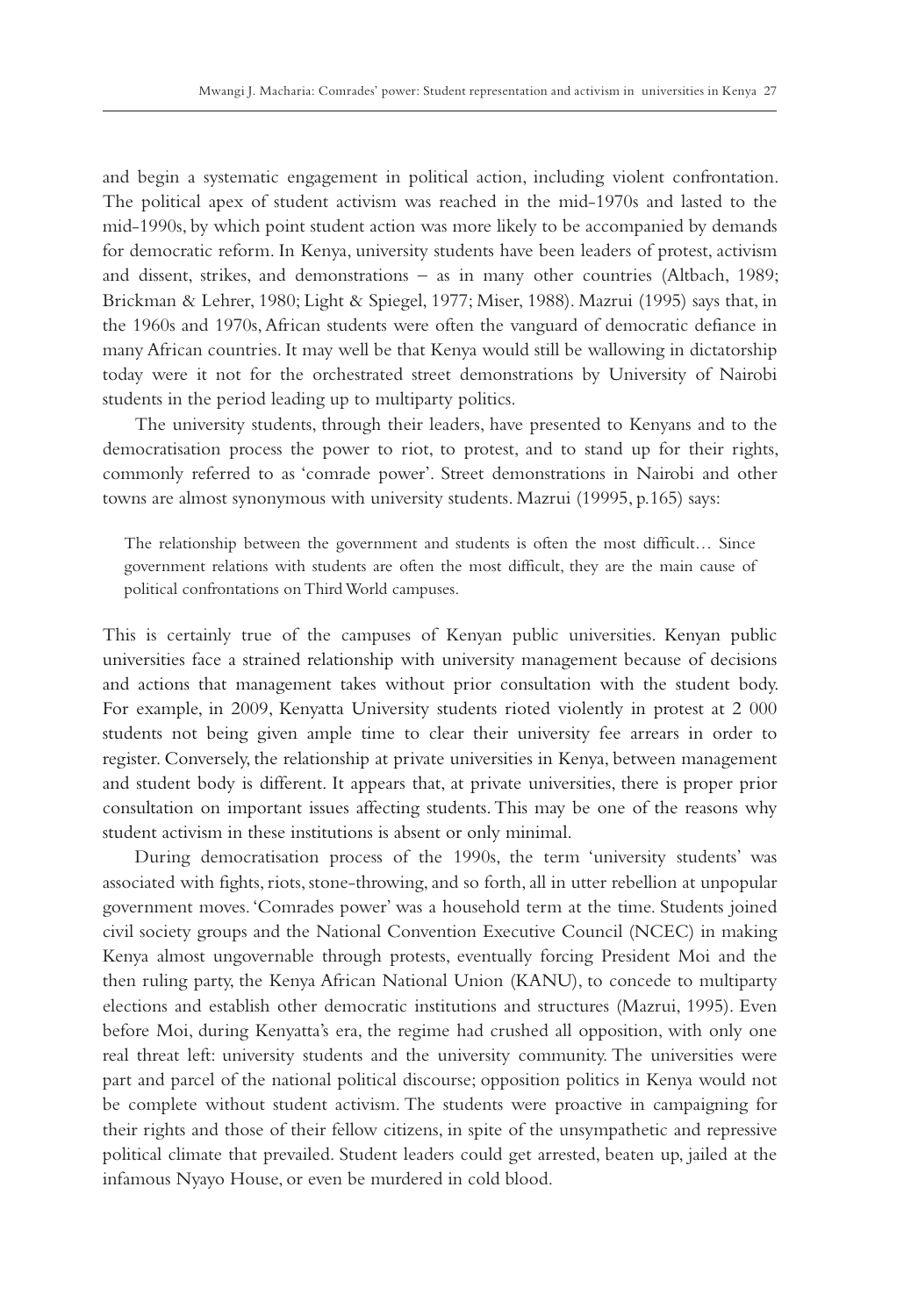and begin a systematic engagement in political action, including violent confrontation. The political apex of student activism was reached in the mid-1970s and lasted to the mid-1990s, by which point student action was more likely to be accompanied by demands for democratic reform. In Kenya, university students have been leaders of protest, activism and dissent, strikes, and demonstrations – as in many other countries (Altbach, 1989; Brickman & Lehrer, 1980; Light & Spiegel, 1977; Miser, 1988). Mazrui (1995) says that, in the 1960s and 1970s, African students were often the vanguard of democratic defiance in many African countries. It may well be that Kenya would still be wallowing in dictatorship today were it not for the orchestrated street demonstrations by University of Nairobi students in the period leading up to multiparty politics.

The university students, through their leaders, have presented to Kenyans and to the democratisation process the power to riot, to protest, and to stand up for their rights, commonly referred to as 'comrade power'. Street demonstrations in Nairobi and other towns are almost synonymous with university students. Mazrui (19995, p.165) says:

> The relationship between the government and students is often the most difficult… Since government relations with students are often the most difficult, they are the main cause of political confrontations on Third World campuses.

This is certainly true of the campuses of Kenyan public universities. Kenyan public universities face a strained relationship with university management because of decisions and actions that management takes without prior consultation with the student body. For example, in 2009, Kenyatta University students rioted violently in protest at 2 000 students not being given ample time to clear their university fee arrears in order to register. Conversely, the relationship at private universities in Kenya, between management and student body is different. It appears that, at private universities, there is proper prior consultation on important issues affecting students. This may be one of the reasons why student activism in these institutions is absent or only minimal.

During democratisation process of the 1990s, the term 'university students' was associated with fights, riots, stone-throwing, and so forth, all in utter rebellion at unpopular government moves. 'Comrades power' was a household term at the time. Students joined civil society groups and the National Convention Executive Council (NCEC) in making Kenya almost ungovernable through protests, eventually forcing President Moi and the then ruling party, the Kenya African National Union (KANU), to concede to multiparty elections and establish other democratic institutions and structures (Mazrui, 1995). Even before Moi, during Kenyatta's era, the regime had crushed all opposition, with only one real threat left: university students and the university community. The universities were part and parcel of the national political discourse; opposition politics in Kenya would not be complete without student activism. The students were proactive in campaigning for their rights and those of their fellow citizens, in spite of the unsympathetic and repressive political climate that prevailed. Student leaders could get arrested, beaten up, jailed at the infamous Nyayo House, or even be murdered in cold blood.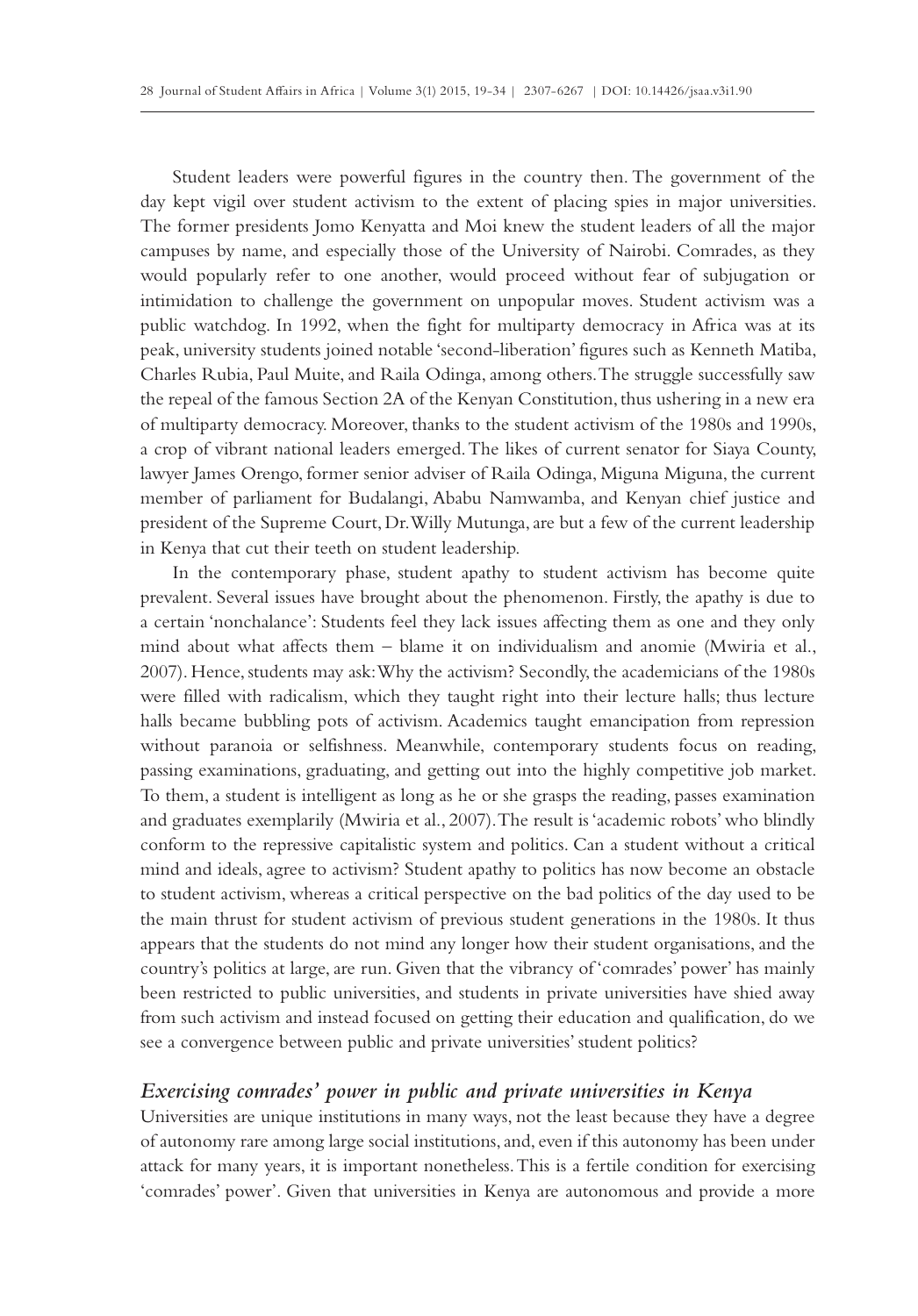Student leaders were powerful figures in the country then. The government of the day kept vigil over student activism to the extent of placing spies in major universities. The former presidents Jomo Kenyatta and Moi knew the student leaders of all the major campuses by name, and especially those of the University of Nairobi. Comrades, as they would popularly refer to one another, would proceed without fear of subjugation or intimidation to challenge the government on unpopular moves. Student activism was a public watchdog. In 1992, when the fight for multiparty democracy in Africa was at its peak, university students joined notable 'second-liberation' figures such as Kenneth Matiba, Charles Rubia, Paul Muite, and Raila Odinga, among others. The struggle successfully saw the repeal of the famous Section 2A of the Kenyan Constitution, thus ushering in a new era of multiparty democracy. Moreover, thanks to the student activism of the 1980s and 1990s, a crop of vibrant national leaders emerged. The likes of current senator for Siaya County, lawyer James Orengo, former senior adviser of Raila Odinga, Miguna Miguna, the current member of parliament for Budalangi, Ababu Namwamba, and Kenyan chief justice and president of the Supreme Court, Dr. Willy Mutunga, are but a few of the current leadership in Kenya that cut their teeth on student leadership.

In the contemporary phase, student apathy to student activism has become quite prevalent. Several issues have brought about the phenomenon. Firstly, the apathy is due to a certain 'nonchalance': Students feel they lack issues affecting them as one and they only mind about what affects them – blame it on individualism and anomie (Mwiria et al., 2007). Hence, students may ask: Why the activism? Secondly, the academicians of the 1980s were filled with radicalism, which they taught right into their lecture halls; thus lecture halls became bubbling pots of activism. Academics taught emancipation from repression without paranoia or selfishness. Meanwhile, contemporary students focus on reading, passing examinations, graduating, and getting out into the highly competitive job market. To them, a student is intelligent as long as he or she grasps the reading, passes examination and graduates exemplarily (Mwiria et al., 2007). The result is 'academic robots' who blindly conform to the repressive capitalistic system and politics. Can a student without a critical mind and ideals, agree to activism? Student apathy to politics has now become an obstacle to student activism, whereas a critical perspective on the bad politics of the day used to be the main thrust for student activism of previous student generations in the 1980s. It thus appears that the students do not mind any longer how their student organisations, and the country's politics at large, are run. Given that the vibrancy of 'comrades' power' has mainly been restricted to public universities, and students in private universities have shied away from such activism and instead focused on getting their education and qualification, do we see a convergence between public and private universities' student politics?

### *Exercising comrades' power in public and private universities in Kenya*

Universities are unique institutions in many ways, not the least because they have a degree of autonomy rare among large social institutions, and, even if this autonomy has been under attack for many years, it is important nonetheless. This is a fertile condition for exercising 'comrades' power'. Given that universities in Kenya are autonomous and provide a more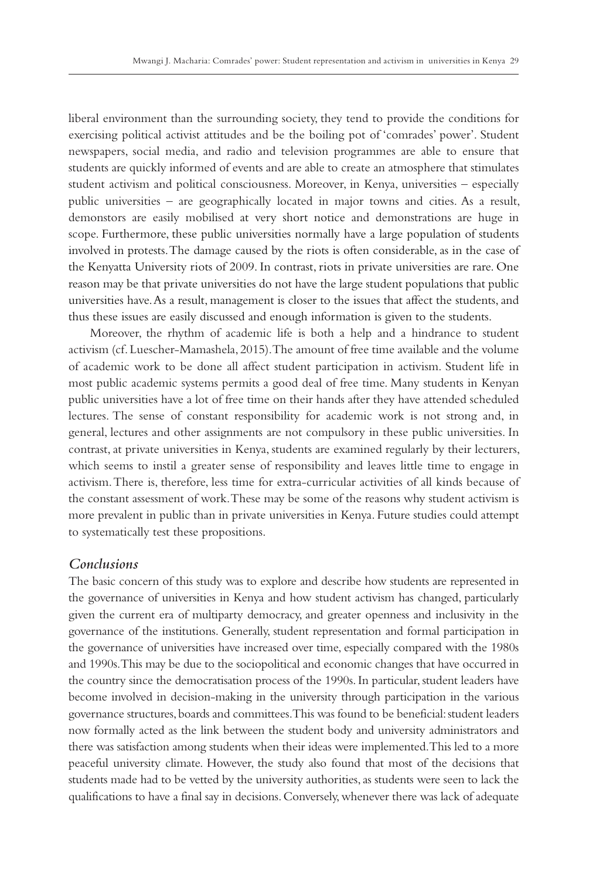liberal environment than the surrounding society, they tend to provide the conditions for exercising political activist attitudes and be the boiling pot of 'comrades' power'. Student newspapers, social media, and radio and television programmes are able to ensure that students are quickly informed of events and are able to create an atmosphere that stimulates student activism and political consciousness. Moreover, in Kenya, universities – especially public universities – are geographically located in major towns and cities. As a result, demonstors are easily mobilised at very short notice and demonstrations are huge in scope. Furthermore, these public universities normally have a large population of students involved in protests. The damage caused by the riots is often considerable, as in the case of the Kenyatta University riots of 2009. In contrast, riots in private universities are rare. One reason may be that private universities do not have the large student populations that public universities have. As a result, management is closer to the issues that affect the students, and thus these issues are easily discussed and enough information is given to the students.

Moreover, the rhythm of academic life is both a help and a hindrance to student activism (cf. Luescher-Mamashela, 2015). The amount of free time available and the volume of academic work to be done all affect student participation in activism. Student life in most public academic systems permits a good deal of free time. Many students in Kenyan public universities have a lot of free time on their hands after they have attended scheduled lectures. The sense of constant responsibility for academic work is not strong and, in general, lectures and other assignments are not compulsory in these public universities. In contrast, at private universities in Kenya, students are examined regularly by their lecturers, which seems to instil a greater sense of responsibility and leaves little time to engage in activism. There is, therefore, less time for extra-curricular activities of all kinds because of the constant assessment of work. These may be some of the reasons why student activism is more prevalent in public than in private universities in Kenya. Future studies could attempt to systematically test these propositions.

## *Conclusions*

The basic concern of this study was to explore and describe how students are represented in the governance of universities in Kenya and how student activism has changed, particularly given the current era of multiparty democracy, and greater openness and inclusivity in the governance of the institutions. Generally, student representation and formal participation in the governance of universities have increased over time, especially compared with the 1980s and 1990s. This may be due to the sociopolitical and economic changes that have occurred in the country since the democratisation process of the 1990s. In particular, student leaders have become involved in decision-making in the university through participation in the various governance structures, boards and committees. This was found to be beneficial: student leaders now formally acted as the link between the student body and university administrators and there was satisfaction among students when their ideas were implemented. This led to a more peaceful university climate. However, the study also found that most of the decisions that students made had to be vetted by the university authorities, as students were seen to lack the qualifications to have a final say in decisions. Conversely, whenever there was lack of adequate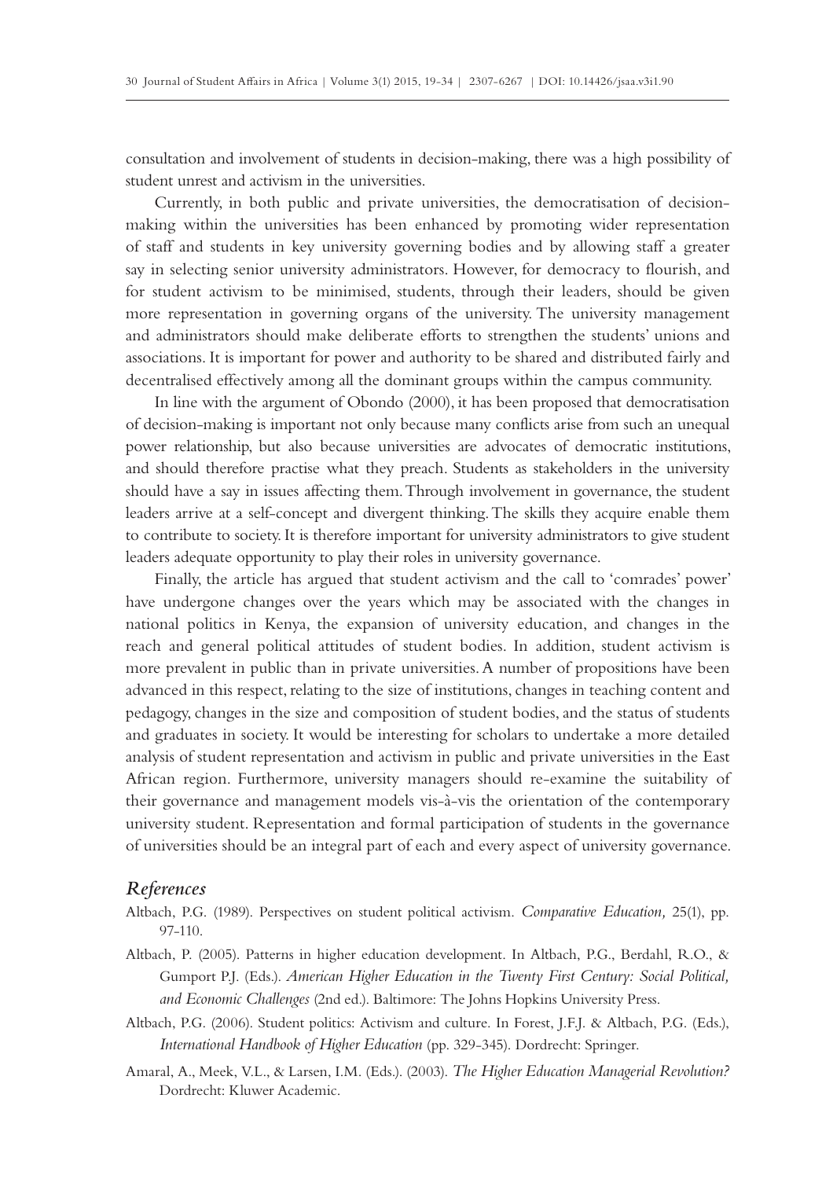consultation and involvement of students in decision-making, there was a high possibility of student unrest and activism in the universities.

Currently, in both public and private universities, the democratisation of decision-making within the universities has been enhanced by promoting wider representation of staff and students in key university governing bodies and by allowing staff a greater say in selecting senior university administrators. However, for democracy to flourish, and for student activism to be minimised, students, through their leaders, should be given more representation in governing organs of the university. The university management and administrators should make deliberate efforts to strengthen the students' unions and associations. It is important for power and authority to be shared and distributed fairly and decentralised effectively among all the dominant groups within the campus community.

In line with the argument of Obondo (2000), it has been proposed that democratisation of decision-making is important not only because many conflicts arise from such an unequal power relationship, but also because universities are advocates of democratic institutions, and should therefore practise what they preach. Students as stakeholders in the university should have a say in issues affecting them. Through involvement in governance, the student leaders arrive at a self-concept and divergent thinking. The skills they acquire enable them to contribute to society. It is therefore important for university administrators to give student leaders adequate opportunity to play their roles in university governance.

Finally, the article has argued that student activism and the call to 'comrades' power' have undergone changes over the years which may be associated with the changes in national politics in Kenya, the expansion of university education, and changes in the reach and general political attitudes of student bodies. In addition, student activism is more prevalent in public than in private universities. A number of propositions have been advanced in this respect, relating to the size of institutions, changes in teaching content and pedagogy, changes in the size and composition of student bodies, and the status of students and graduates in society. It would be interesting for scholars to undertake a more detailed analysis of student representation and activism in public and private universities in the East African region. Furthermore, university managers should re-examine the suitability of their governance and management models vis-à-vis the orientation of the contemporary university student. Representation and formal participation of students in the governance of universities should be an integral part of each and every aspect of university governance.

## *References*

Altbach, P.G. (1989). Perspectives on student political activism. *Comparative Education,* 25(1), pp. 97-110.

Altbach, P. (2005). Patterns in higher education development. In Altbach, P.G., Berdahl, R.O., & Gumport P.J. (Eds.). *American Higher Education in the Twenty First Century: Social Political, and Economic Challenges* (2nd ed.). Baltimore: The Johns Hopkins University Press.

Altbach, P.G. (2006). Student politics: Activism and culture. In Forest, J.F.J. & Altbach, P.G. (Eds.), *International Handbook of Higher Education* (pp. 329-345). Dordrecht: Springer.

Amaral, A., Meek, V.L., & Larsen, I.M. (Eds.). (2003). *The Higher Education Managerial Revolution?* Dordrecht: Kluwer Academic.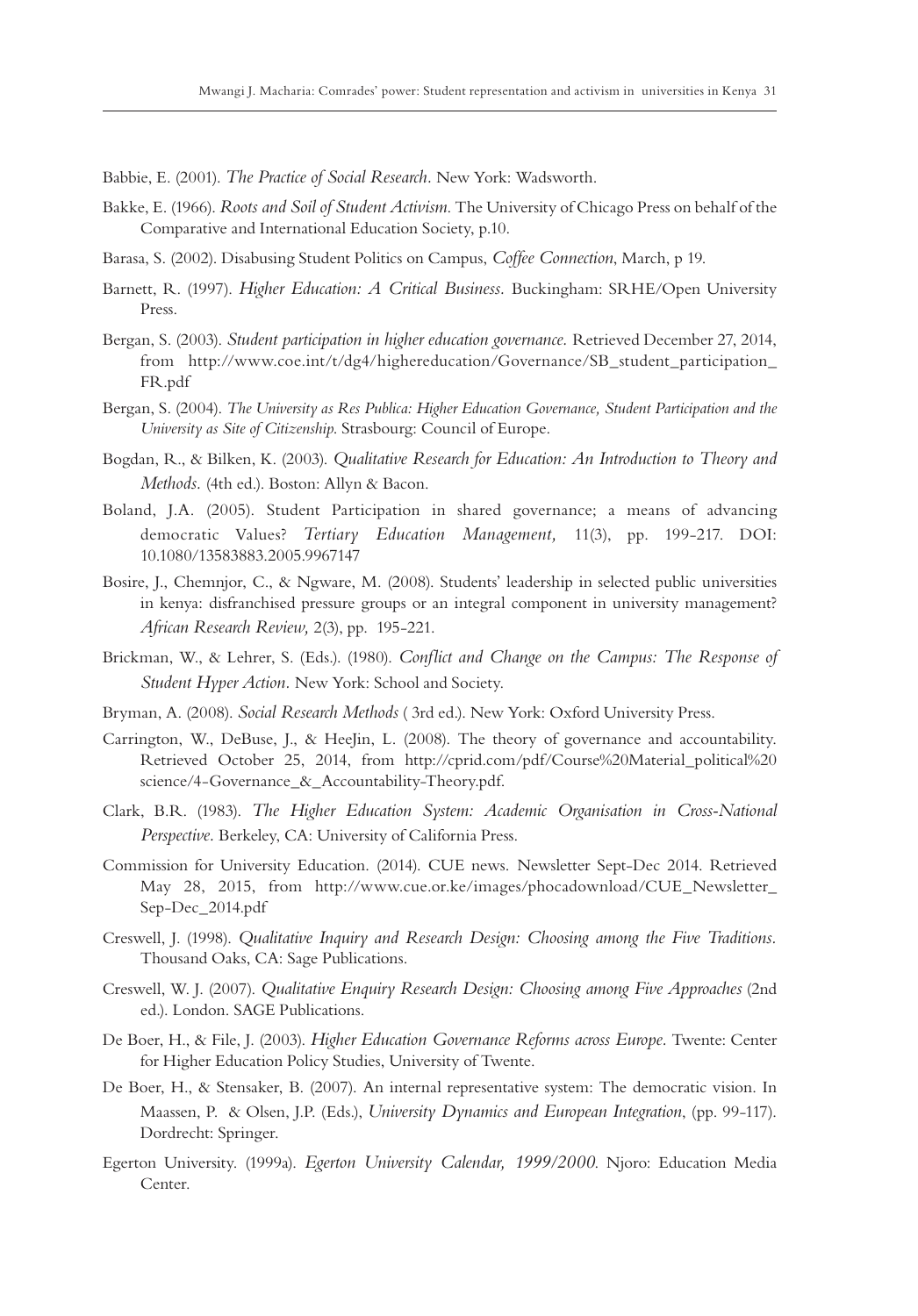Babbie, E. (2001). *The Practice of Social Research*. New York: Wadsworth.

Bakke, E. (1966). *Roots and Soil of Student Activism*. The University of Chicago Press on behalf of the Comparative and International Education Society, p.10.

Barasa, S. (2002). Disabusing Student Politics on Campus, *Coffee Connection*, March, p 19.

Barnett, R. (1997). *Higher Education: A Critical Business*. Buckingham: SRHE/Open University Press.

Bergan, S. (2003). *Student participation in higher education governance.* Retrieved December 27, 2014, from http://www.coe.int/t/dg4/highereducation/Governance/SB_student_participation_FR.pdf

Bergan, S. (2004). *The University as Res Publica: Higher Education Governance, Student Participation and the University as Site of Citizenship*. Strasbourg: Council of Europe.

Bogdan, R., & Bilken, K. (2003). *Qualitative Research for Education: An Introduction to Theory and Methods.* (4th ed.). Boston: Allyn & Bacon.

Boland, J.A. (2005). Student Participation in shared governance; a means of advancing democratic Values? *Tertiary Education Management,* 11(3), pp. 199-217. DOI: 10.1080/13583883.2005.9967147

Bosire, J., Chemnjor, C., & Ngware, M. (2008). Students' leadership in selected public universities in kenya: disfranchised pressure groups or an integral component in university management? *African Research Review,* 2(3), pp. 195-221.

Brickman, W., & Lehrer, S. (Eds.). (1980). *Conflict and Change on the Campus: The Response of Student Hyper Action.* New York: School and Society.

Bryman, A. (2008). *Social Research Methods* ( 3rd ed.). New York: Oxford University Press.

Carrington, W., DeBuse, J., & HeeJin, L. (2008). The theory of governance and accountability. Retrieved October 25, 2014, from http://cprid.com/pdf/Course%20Material_political%20science/4-Governance_&_Accountability-Theory.pdf.

Clark, B.R. (1983). *The Higher Education System: Academic Organisation in Cross-National Perspective*. Berkeley, CA: University of California Press.

Commission for University Education. (2014). CUE news. Newsletter Sept-Dec 2014. Retrieved May 28, 2015, from http://www.cue.or.ke/images/phocadownload/CUE_Newsletter_Sep-Dec_2014.pdf

Creswell, J. (1998). *Qualitative Inquiry and Research Design: Choosing among the Five Traditions*. Thousand Oaks, CA: Sage Publications.

Creswell, W. J. (2007). *Qualitative Enquiry Research Design: Choosing among Five Approaches* (2nd ed.). London. SAGE Publications.

De Boer, H., & File, J. (2003). *Higher Education Governance Reforms across Europe*. Twente: Center for Higher Education Policy Studies, University of Twente.

De Boer, H., & Stensaker, B. (2007). An internal representative system: The democratic vision. In Maassen, P. & Olsen, J.P. (Eds.), *University Dynamics and European Integration*, (pp. 99-117). Dordrecht: Springer.

Egerton University. (1999a). *Egerton University Calendar, 1999/2000.* Njoro: Education Media Center.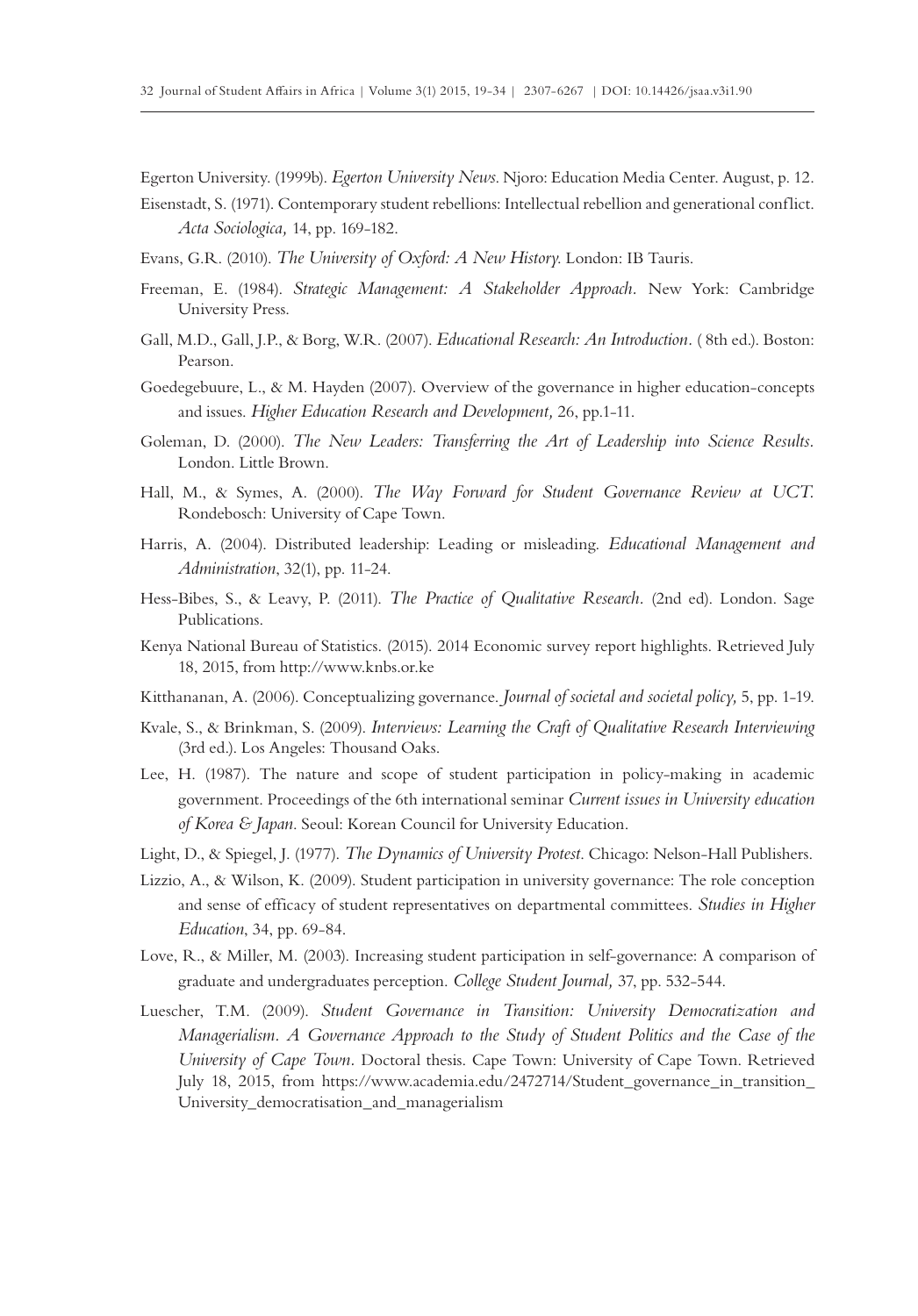Egerton University. (1999b). *Egerton University News*. Njoro: Education Media Center. August, p. 12.

Eisenstadt, S. (1971). Contemporary student rebellions: Intellectual rebellion and generational conflict. *Acta Sociologica,* 14, pp. 169-182.

Evans, G.R. (2010). *The University of Oxford: A New History.* London: IB Tauris.

Freeman, E. (1984). *Strategic Management: A Stakeholder Approach*. New York: Cambridge University Press.

Gall, M.D., Gall, J.P., & Borg, W.R. (2007). *Educational Research: An Introduction*. ( 8th ed.). Boston: Pearson.

Goedegebuure, L., & M. Hayden (2007). Overview of the governance in higher education-concepts and issues. *Higher Education Research and Development,* 26, pp.1-11.

Goleman, D. (2000). *The New Leaders: Transferring the Art of Leadership into Science Results.* London. Little Brown.

Hall, M., & Symes, A. (2000). *The Way Forward for Student Governance Review at UCT.* Rondebosch: University of Cape Town.

Harris, A. (2004). Distributed leadership: Leading or misleading. *Educational Management and Administration*, 32(1), pp. 11-24.

Hess-Bibes, S., & Leavy, P. (2011). *The Practice of Qualitative Research*. (2nd ed). London. Sage Publications.

Kenya National Bureau of Statistics. (2015). 2014 Economic survey report highlights. Retrieved July 18, 2015, from http://www.knbs.or.ke

Kitthananan, A. (2006). Conceptualizing governance. *Journal of societal and societal policy,* 5, pp. 1-19.

Kvale, S., & Brinkman, S. (2009). *Interviews: Learning the Craft of Qualitative Research Interviewing* (3rd ed.). Los Angeles: Thousand Oaks.

Lee, H. (1987). The nature and scope of student participation in policy-making in academic government. Proceedings of the 6th international seminar *Current issues in University education of Korea & Japan*. Seoul: Korean Council for University Education.

Light, D., & Spiegel, J. (1977). *The Dynamics of University Protest*. Chicago: Nelson-Hall Publishers.

Lizzio, A., & Wilson, K. (2009). Student participation in university governance: The role conception and sense of efficacy of student representatives on departmental committees. *Studies in Higher Education*, 34, pp. 69-84.

Love, R., & Miller, M. (2003). Increasing student participation in self-governance: A comparison of graduate and undergraduates perception. *College Student Journal,* 37, pp. 532-544.

Luescher, T.M. (2009). *Student Governance in Transition: University Democratization and Managerialism. A Governance Approach to the Study of Student Politics and the Case of the University of Cape Town*. Doctoral thesis. Cape Town: University of Cape Town. Retrieved July 18, 2015, from https://www.academia.edu/2472714/Student_governance_in_transition_University_democratisation_and_managerialism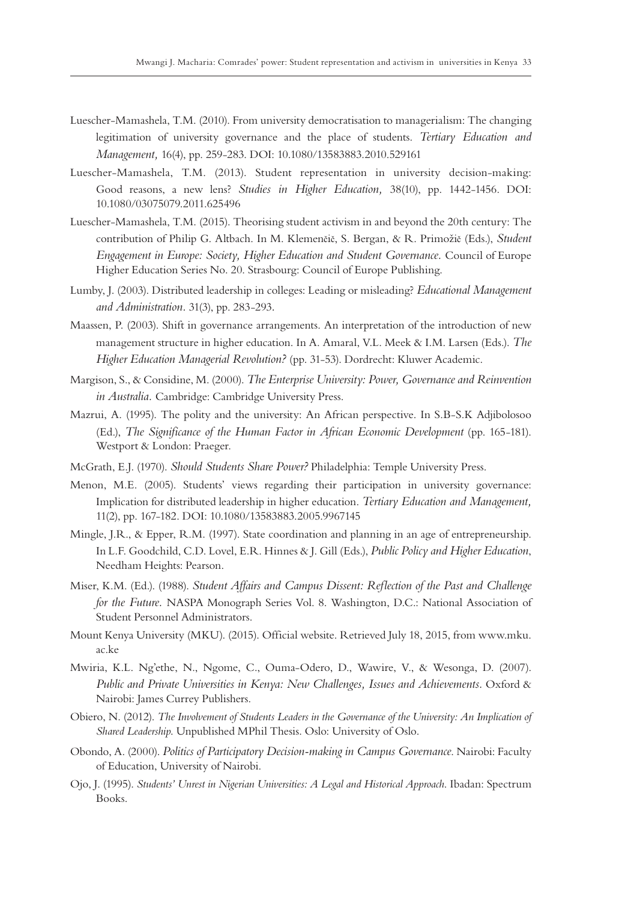Luescher-Mamashela, T.M. (2010). From university democratisation to managerialism: The changing legitimation of university governance and the place of students. *Tertiary Education and Management,* 16(4), pp. 259-283. DOI: 10.1080/13583883.2010.529161

Luescher-Mamashela, T.M. (2013). Student representation in university decision-making: Good reasons, a new lens? *Studies in Higher Education,* 38(10), pp. 1442-1456. DOI: 10.1080/03075079.2011.625496

Luescher-Mamashela, T.M. (2015). Theorising student activism in and beyond the 20th century: The contribution of Philip G. Altbach. In M. Klemenčič, S. Bergan, & R. Primožič (Eds.), *Student Engagement in Europe: Society, Higher Education and Student Governance.* Council of Europe Higher Education Series No. 20. Strasbourg: Council of Europe Publishing.

Lumby, J. (2003). Distributed leadership in colleges: Leading or misleading? *Educational Management and Administration.* 31(3), pp. 283-293.

Maassen, P. (2003). Shift in governance arrangements. An interpretation of the introduction of new management structure in higher education. In A. Amaral, V.L. Meek & I.M. Larsen (Eds.). *The Higher Education Managerial Revolution?* (pp. 31-53). Dordrecht: Kluwer Academic.

Margison, S., & Considine, M. (2000). *The Enterprise University: Power, Governance and Reinvention in Australia.* Cambridge: Cambridge University Press.

Mazrui, A. (1995). The polity and the university: An African perspective. In S.B-S.K Adjibolosoo (Ed.), *The Significance of the Human Factor in African Economic Development* (pp. 165-181). Westport & London: Praeger.

McGrath, E.J. (1970). *Should Students Share Power?* Philadelphia: Temple University Press.

Menon, M.E. (2005). Students' views regarding their participation in university governance: Implication for distributed leadership in higher education. *Tertiary Education and Management,* 11(2), pp. 167-182. DOI: 10.1080/13583883.2005.9967145

Mingle, J.R., & Epper, R.M. (1997). State coordination and planning in an age of entrepreneurship. In L.F. Goodchild, C.D. Lovel, E.R. Hinnes & J. Gill (Eds.), *Public Policy and Higher Education*, Needham Heights: Pearson.

Miser, K.M. (Ed.). (1988). *Student Affairs and Campus Dissent: Reflection of the Past and Challenge for the Future.* NASPA Monograph Series Vol. 8. Washington, D.C.: National Association of Student Personnel Administrators.

Mount Kenya University (MKU). (2015). Official website. Retrieved July 18, 2015, from www.mku.ac.ke

Mwiria, K.L. Ng'ethe, N., Ngome, C., Ouma-Odero, D., Wawire, V., & Wesonga, D. (2007). *Public and Private Universities in Kenya: New Challenges, Issues and Achievements.* Oxford & Nairobi: James Currey Publishers.

Obiero, N. (2012). *The Involvement of Students Leaders in the Governance of the University: An Implication of Shared Leadership.* Unpublished MPhil Thesis. Oslo: University of Oslo.

Obondo, A. (2000). *Politics of Participatory Decision-making in Campus Governance.* Nairobi: Faculty of Education, University of Nairobi.

Ojo, J. (1995). *Students' Unrest in Nigerian Universities: A Legal and Historical Approach.* Ibadan: Spectrum Books.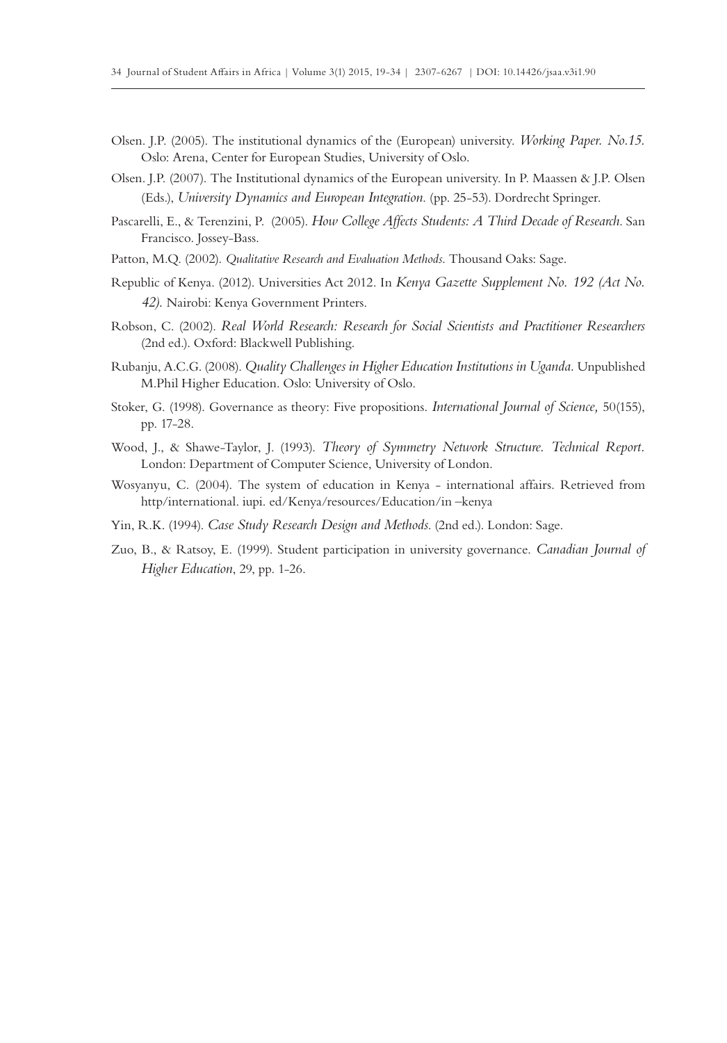Olsen. J.P. (2005). The institutional dynamics of the (European) university. *Working Paper. No.15.* Oslo: Arena, Center for European Studies, University of Oslo.

Olsen. J.P. (2007). The Institutional dynamics of the European university. In P. Maassen & J.P. Olsen (Eds.), *University Dynamics and European Integration.* (pp. 25-53). Dordrecht Springer.

Pascarelli, E., & Terenzini, P. (2005). *How College Affects Students: A Third Decade of Research.* San Francisco. Jossey-Bass.

Patton, M.Q. (2002). *Qualitative Research and Evaluation Methods.* Thousand Oaks: Sage.

Republic of Kenya. (2012). Universities Act 2012. In *Kenya Gazette Supplement No. 192 (Act No. 42).* Nairobi: Kenya Government Printers.

Robson, C. (2002). *Real World Research: Research for Social Scientists and Practitioner Researchers* (2nd ed.). Oxford: Blackwell Publishing.

Rubanju, A.C.G. (2008). *Quality Challenges in Higher Education Institutions in Uganda.* Unpublished M.Phil Higher Education. Oslo: University of Oslo.

Stoker, G. (1998). Governance as theory: Five propositions. *International Journal of Science,* 50(155), pp. 17-28.

Wood, J., & Shawe-Taylor, J. (1993). *Theory of Symmetry Network Structure. Technical Report.* London: Department of Computer Science, University of London.

Wosyanyu, C. (2004). The system of education in Kenya - international affairs. Retrieved from http/international. iupi. ed/Kenya/resources/Education/in –kenya

Yin, R.K. (1994). *Case Study Research Design and Methods.* (2nd ed.). London: Sage.

Zuo, B., & Ratsoy, E. (1999). Student participation in university governance. *Canadian Journal of Higher Education*, 29, pp. 1-26.